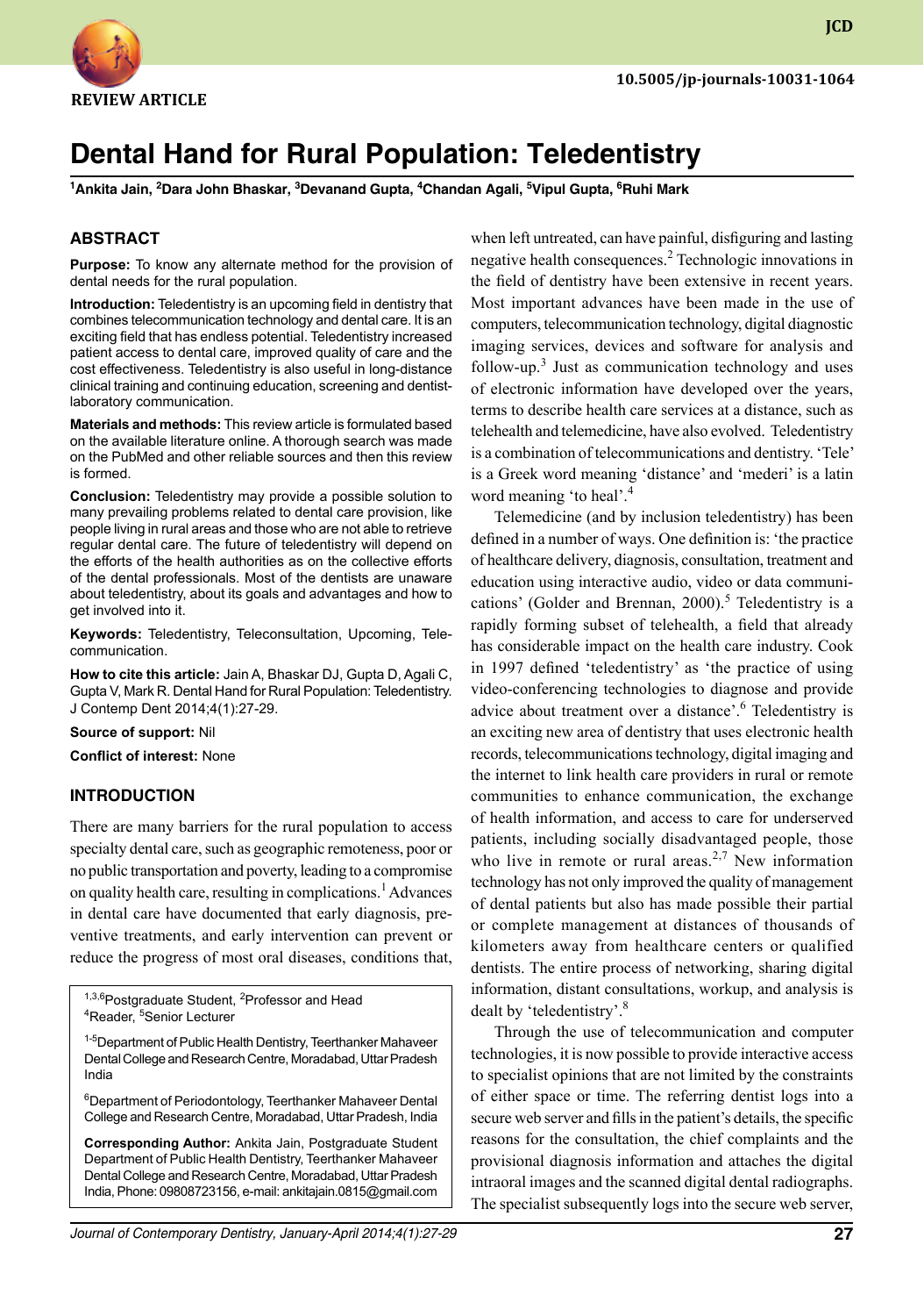REVIEW ARTICLE

10.5005/jp-journals-10031-1064

# Dental Hand for Rural Population: Teledentistry

[1]Ankita Jain, [2]Dara John Bhaskar, [3]Devanand Gupta, [4]Chandan Agali, [5]Vipul Gupta, [6]Ruhi Mark

## ABSTRACT

**Purpose:** To know any alternate method for the provision of dental needs for the rural population.

**Introduction:** Teledentistry is an upcoming field in dentistry that combines telecommunication technology and dental care. It is an exciting field that has endless potential. Teledentistry increased patient access to dental care, improved quality of care and the cost effectiveness. Teledentistry is also useful in long-distance clinical training and continuing education, screening and dentist-laboratory communication.

**Materials and methods:** This review article is formulated based on the available literature online. A thorough search was made on the PubMed and other reliable sources and then this review is formed.

**Conclusion:** Teledentistry may provide a possible solution to many prevailing problems related to dental care provision, like people living in rural areas and those who are not able to retrieve regular dental care. The future of teledentistry will depend on the efforts of the health authorities as on the collective efforts of the dental professionals. Most of the dentists are unaware about teledentistry, about its goals and advantages and how to get involved into it.

**Keywords:** Teledentistry, Teleconsultation, Upcoming, Telecommunication.

**How to cite this article:** Jain A, Bhaskar DJ, Gupta D, Agali C, Gupta V, Mark R. Dental Hand for Rural Population: Teledentistry. J Contemp Dent 2014;4(1):27-29.

**Source of support:** Nil

**Conflict of interest:** None

## INTRODUCTION

There are many barriers for the rural population to access specialty dental care, such as geographic remoteness, poor or no public transportation and poverty, leading to a compromise on quality health care, resulting in complications.[1] Advances in dental care have documented that early diagnosis, preventive treatments, and early intervention can prevent or reduce the progress of most oral diseases, conditions that, when left untreated, can have painful, disfiguring and lasting negative health consequences.[2] Technologic innovations in the field of dentistry have been extensive in recent years. Most important advances have been made in the use of computers, telecommunication technology, digital diagnostic imaging services, devices and software for analysis and follow-up.[3] Just as communication technology and uses of electronic information have developed over the years, terms to describe health care services at a distance, such as telehealth and telemedicine, have also evolved. Teledentistry is a combination of telecommunications and dentistry. 'Tele' is a Greek word meaning 'distance' and 'mederi' is a latin word meaning 'to heal'.[4]

Telemedicine (and by inclusion teledentistry) has been defined in a number of ways. One definition is: 'the practice of healthcare delivery, diagnosis, consultation, treatment and education using interactive audio, video or data communications' (Golder and Brennan, 2000).[5] Teledentistry is a rapidly forming subset of telehealth, a field that already has considerable impact on the health care industry. Cook in 1997 defined 'teledentistry' as 'the practice of using video-conferencing technologies to diagnose and provide advice about treatment over a distance'.[6] Teledentistry is an exciting new area of dentistry that uses electronic health records, telecommunications technology, digital imaging and the internet to link health care providers in rural or remote communities to enhance communication, the exchange of health information, and access to care for underserved patients, including socially disadvantaged people, those who live in remote or rural areas.[2,7] New information technology has not only improved the quality of management of dental patients but also has made possible their partial or complete management at distances of thousands of kilometers away from healthcare centers or qualified dentists. The entire process of networking, sharing digital information, distant consultations, workup, and analysis is dealt by 'teledentistry'.[8]

Through the use of telecommunication and computer technologies, it is now possible to provide interactive access to specialist opinions that are not limited by the constraints of either space or time. The referring dentist logs into a secure web server and fills in the patient's details, the specific reasons for the consultation, the chief complaints and the provisional diagnosis information and attaches the digital intraoral images and the scanned digital dental radiographs. The specialist subsequently logs into the secure web server,

---

[1,3,6]Postgraduate Student, [2]Professor and Head
[4]Reader, [5]Senior Lecturer

[1-5]Department of Public Health Dentistry, Teerthanker Mahaveer Dental College and Research Centre, Moradabad, Uttar Pradesh India

[6]Department of Periodontology, Teerthanker Mahaveer Dental College and Research Centre, Moradabad, Uttar Pradesh, India

**Corresponding Author:** Ankita Jain, Postgraduate Student Department of Public Health Dentistry, Teerthanker Mahaveer Dental College and Research Centre, Moradabad, Uttar Pradesh India, Phone: 09808723156, e-mail: ankitajain.0815@gmail.com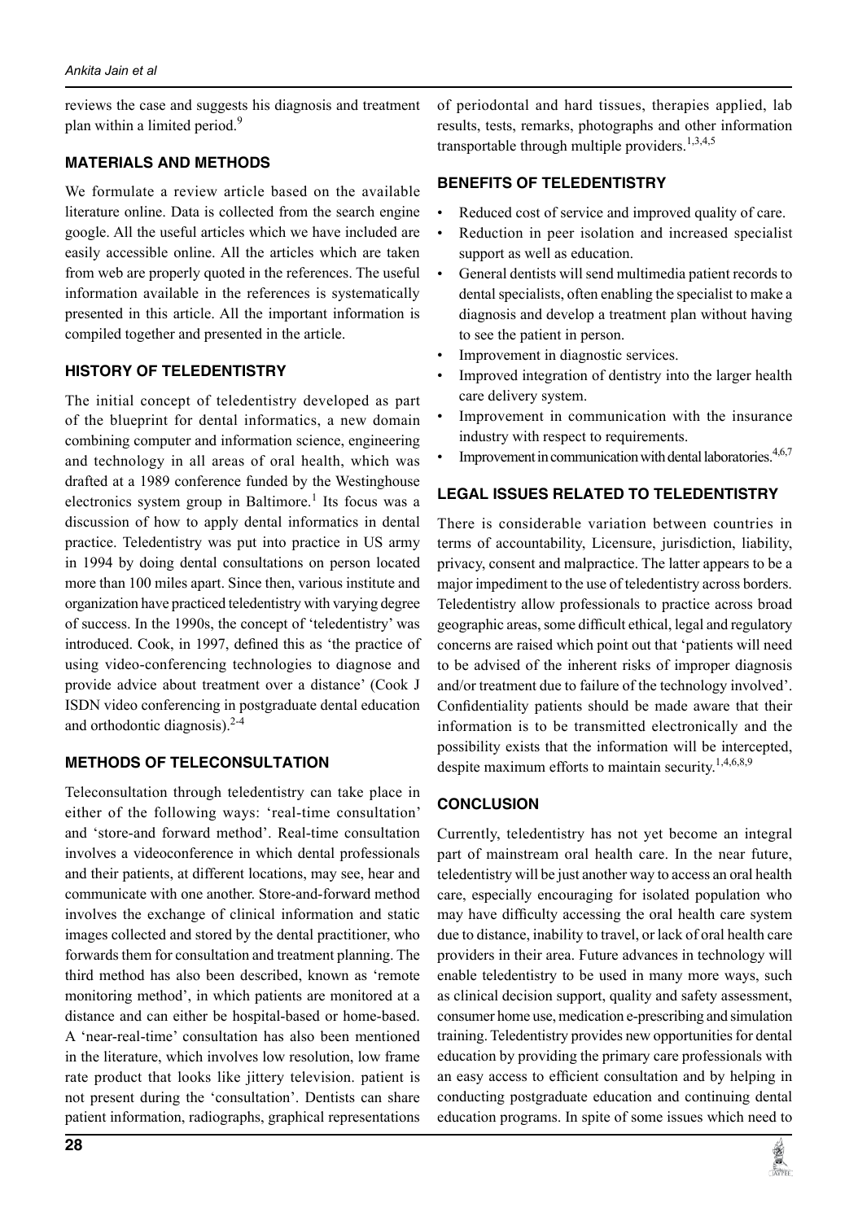reviews the case and suggests his diagnosis and treatment plan within a limited period.[9]

## MATERIALS AND METHODS

We formulate a review article based on the available literature online. Data is collected from the search engine google. All the useful articles which we have included are easily accessible online. All the articles which are taken from web are properly quoted in the references. The useful information available in the references is systematically presented in this article. All the important information is compiled together and presented in the article.

## HISTORY OF TELEDENTISTRY

The initial concept of teledentistry developed as part of the blueprint for dental informatics, a new domain combining computer and information science, engineering and technology in all areas of oral health, which was drafted at a 1989 conference funded by the Westinghouse electronics system group in Baltimore.[1] Its focus was a discussion of how to apply dental informatics in dental practice. Teledentistry was put into practice in US army in 1994 by doing dental consultations on person located more than 100 miles apart. Since then, various institute and organization have practiced teledentistry with varying degree of success. In the 1990s, the concept of 'teledentistry' was introduced. Cook, in 1997, defined this as 'the practice of using video-conferencing technologies to diagnose and provide advice about treatment over a distance' (Cook J ISDN video conferencing in postgraduate dental education and orthodontic diagnosis).[2-4]

## METHODS OF TELECONSULTATION

Teleconsultation through teledentistry can take place in either of the following ways: 'real-time consultation' and 'store-and forward method'. Real-time consultation involves a videoconference in which dental professionals and their patients, at different locations, may see, hear and communicate with one another. Store-and-forward method involves the exchange of clinical information and static images collected and stored by the dental practitioner, who forwards them for consultation and treatment planning. The third method has also been described, known as 'remote monitoring method', in which patients are monitored at a distance and can either be hospital-based or home-based. A 'near-real-time' consultation has also been mentioned in the literature, which involves low resolution, low frame rate product that looks like jittery television. patient is not present during the 'consultation'. Dentists can share patient information, radiographs, graphical representations of periodontal and hard tissues, therapies applied, lab results, tests, remarks, photographs and other information transportable through multiple providers.[1,3,4,5]

## BENEFITS OF TELEDENTISTRY

- Reduced cost of service and improved quality of care.
- Reduction in peer isolation and increased specialist support as well as education.
- General dentists will send multimedia patient records to dental specialists, often enabling the specialist to make a diagnosis and develop a treatment plan without having to see the patient in person.
- Improvement in diagnostic services.
- Improved integration of dentistry into the larger health care delivery system.
- Improvement in communication with the insurance industry with respect to requirements.
- Improvement in communication with dental laboratories.[4,6,7]

## LEGAL ISSUES RELATED TO TELEDENTISTRY

There is considerable variation between countries in terms of accountability, Licensure, jurisdiction, liability, privacy, consent and malpractice. The latter appears to be a major impediment to the use of teledentistry across borders. Teledentistry allow professionals to practice across broad geographic areas, some difficult ethical, legal and regulatory concerns are raised which point out that 'patients will need to be advised of the inherent risks of improper diagnosis and/or treatment due to failure of the technology involved'. Confidentiality patients should be made aware that their information is to be transmitted electronically and the possibility exists that the information will be intercepted, despite maximum efforts to maintain security.[1,4,6,8,9]

## CONCLUSION

Currently, teledentistry has not yet become an integral part of mainstream oral health care. In the near future, teledentistry will be just another way to access an oral health care, especially encouraging for isolated population who may have difficulty accessing the oral health care system due to distance, inability to travel, or lack of oral health care providers in their area. Future advances in technology will enable teledentistry to be used in many more ways, such as clinical decision support, quality and safety assessment, consumer home use, medication e-prescribing and simulation training. Teledentistry provides new opportunities for dental education by providing the primary care professionals with an easy access to efficient consultation and by helping in conducting postgraduate education and continuing dental education programs. In spite of some issues which need to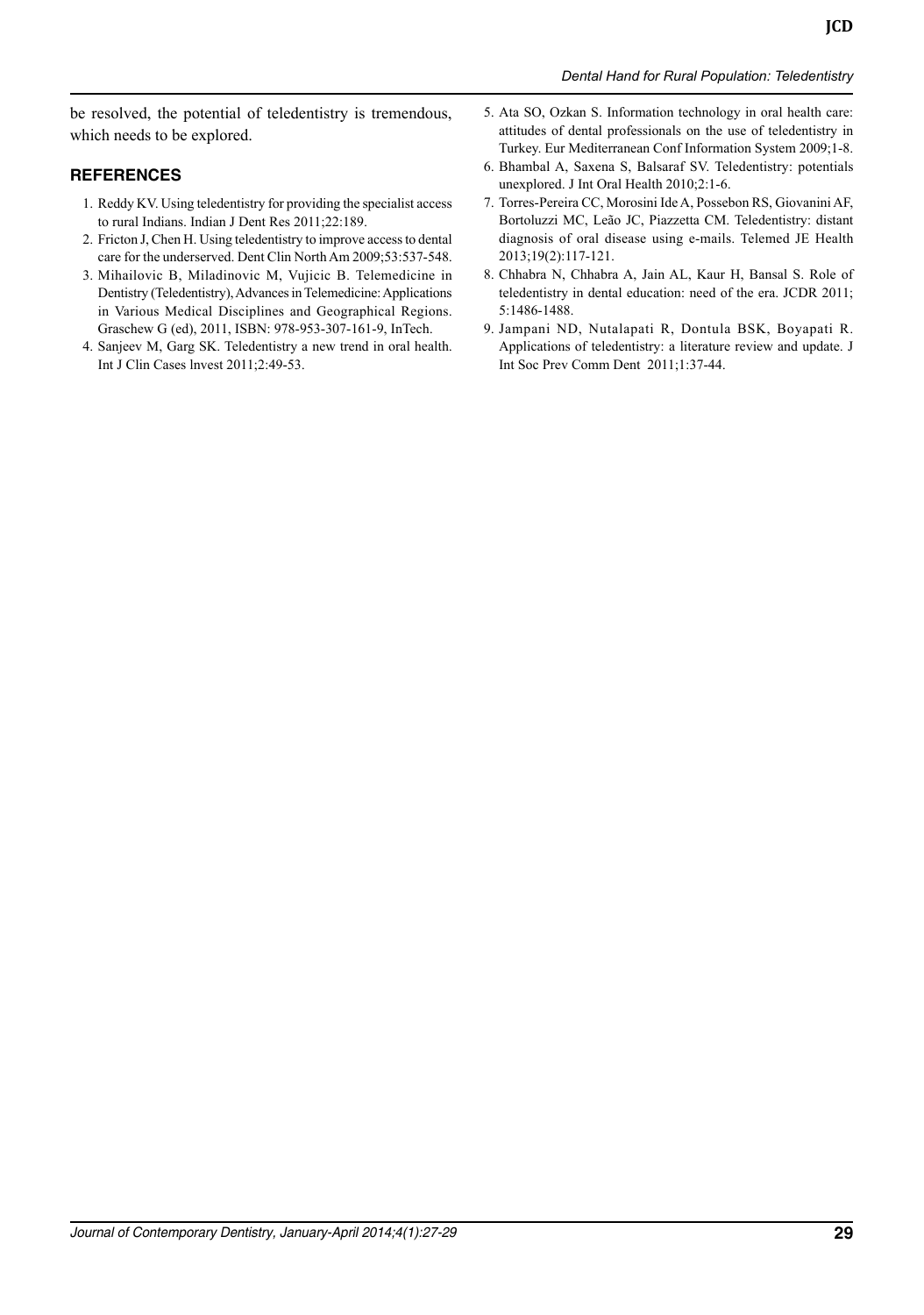be resolved, the potential of teledentistry is tremendous, which needs to be explored.

## REFERENCES

1. Reddy KV. Using teledentistry for providing the specialist access to rural Indians. Indian J Dent Res 2011;22:189.
2. Fricton J, Chen H. Using teledentistry to improve access to dental care for the underserved. Dent Clin North Am 2009;53:537-548.
3. Mihailovic B, Miladinovic M, Vujicic B. Telemedicine in Dentistry (Teledentistry), Advances in Telemedicine: Applications in Various Medical Disciplines and Geographical Regions. Graschew G (ed), 2011, ISBN: 978-953-307-161-9, InTech.
4. Sanjeev M, Garg SK. Teledentistry a new trend in oral health. Int J Clin Cases lnvest 2011;2:49-53.
5. Ata SO, Ozkan S. Information technology in oral health care: attitudes of dental professionals on the use of teledentistry in Turkey. Eur Mediterranean Conf Information System 2009;1-8.
6. Bhambal A, Saxena S, Balsaraf SV. Teledentistry: potentials unexplored. J Int Oral Health 2010;2:1-6.
7. Torres-Pereira CC, Morosini Ide A, Possebon RS, Giovanini AF, Bortoluzzi MC, Leão JC, Piazzetta CM. Teledentistry: distant diagnosis of oral disease using e-mails. Telemed JE Health 2013;19(2):117-121.
8. Chhabra N, Chhabra A, Jain AL, Kaur H, Bansal S. Role of teledentistry in dental education: need of the era. JCDR 2011; 5:1486-1488.
9. Jampani ND, Nutalapati R, Dontula BSK, Boyapati R. Applications of teledentistry: a literature review and update. J Int Soc Prev Comm Dent 2011;1:37-44.